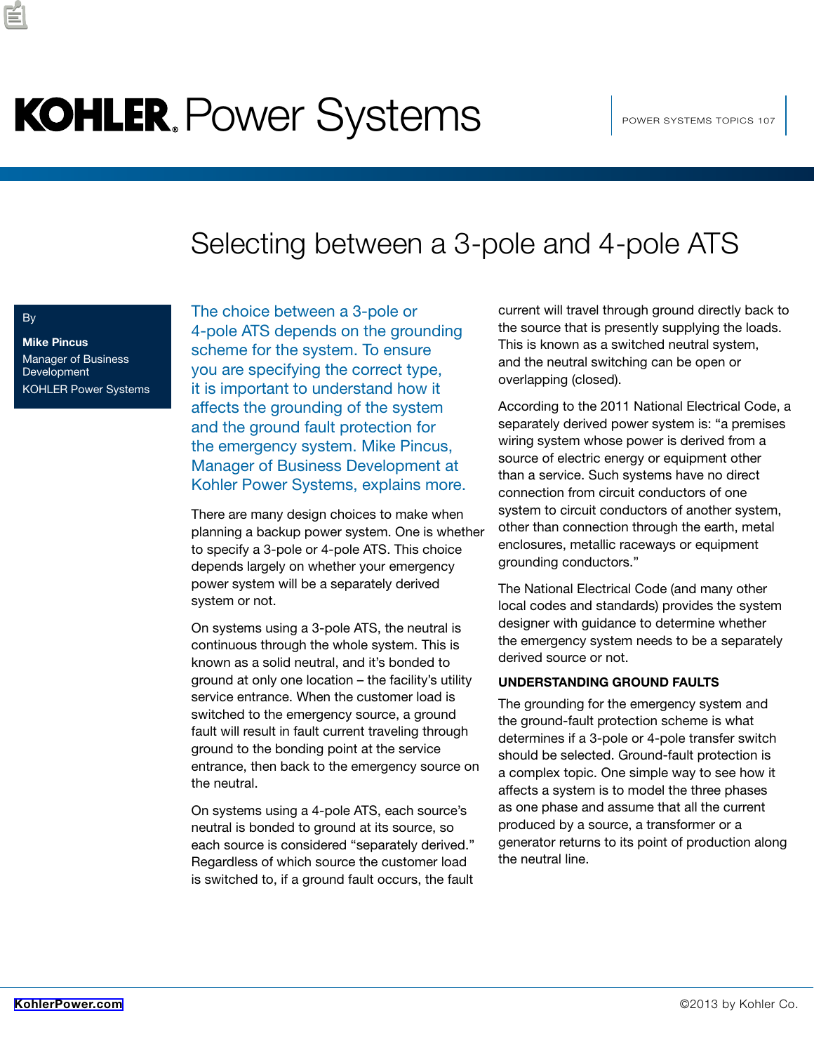KOHLER. Power Systems

POWER SYSTEMS TOPICS 107

# Selecting between a 3-pole and 4-pole ATS

By

**Mike Pincus**
Manager of Business Development
KOHLER Power Systems

The choice between a 3-pole or 4-pole ATS depends on the grounding scheme for the system. To ensure you are specifying the correct type, it is important to understand how it affects the grounding of the system and the ground fault protection for the emergency system. Mike Pincus, Manager of Business Development at Kohler Power Systems, explains more.

There are many design choices to make when planning a backup power system. One is whether to specify a 3-pole or 4-pole ATS. This choice depends largely on whether your emergency power system will be a separately derived system or not.

On systems using a 3-pole ATS, the neutral is continuous through the whole system. This is known as a solid neutral, and it's bonded to ground at only one location – the facility's utility service entrance. When the customer load is switched to the emergency source, a ground fault will result in fault current traveling through ground to the bonding point at the service entrance, then back to the emergency source on the neutral.

On systems using a 4-pole ATS, each source's neutral is bonded to ground at its source, so each source is considered "separately derived." Regardless of which source the customer load is switched to, if a ground fault occurs, the fault current will travel through ground directly back to the source that is presently supplying the loads. This is known as a switched neutral system, and the neutral switching can be open or overlapping (closed).

According to the 2011 National Electrical Code, a separately derived power system is: "a premises wiring system whose power is derived from a source of electric energy or equipment other than a service. Such systems have no direct connection from circuit conductors of one system to circuit conductors of another system, other than connection through the earth, metal enclosures, metallic raceways or equipment grounding conductors."

The National Electrical Code (and many other local codes and standards) provides the system designer with guidance to determine whether the emergency system needs to be a separately derived source or not.

**UNDERSTANDING GROUND FAULTS**

The grounding for the emergency system and the ground-fault protection scheme is what determines if a 3-pole or 4-pole transfer switch should be selected. Ground-fault protection is a complex topic. One simple way to see how it affects a system is to model the three phases as one phase and assume that all the current produced by a source, a transformer or a generator returns to its point of production along the neutral line.

KohlerPower.com

©2013 by Kohler Co.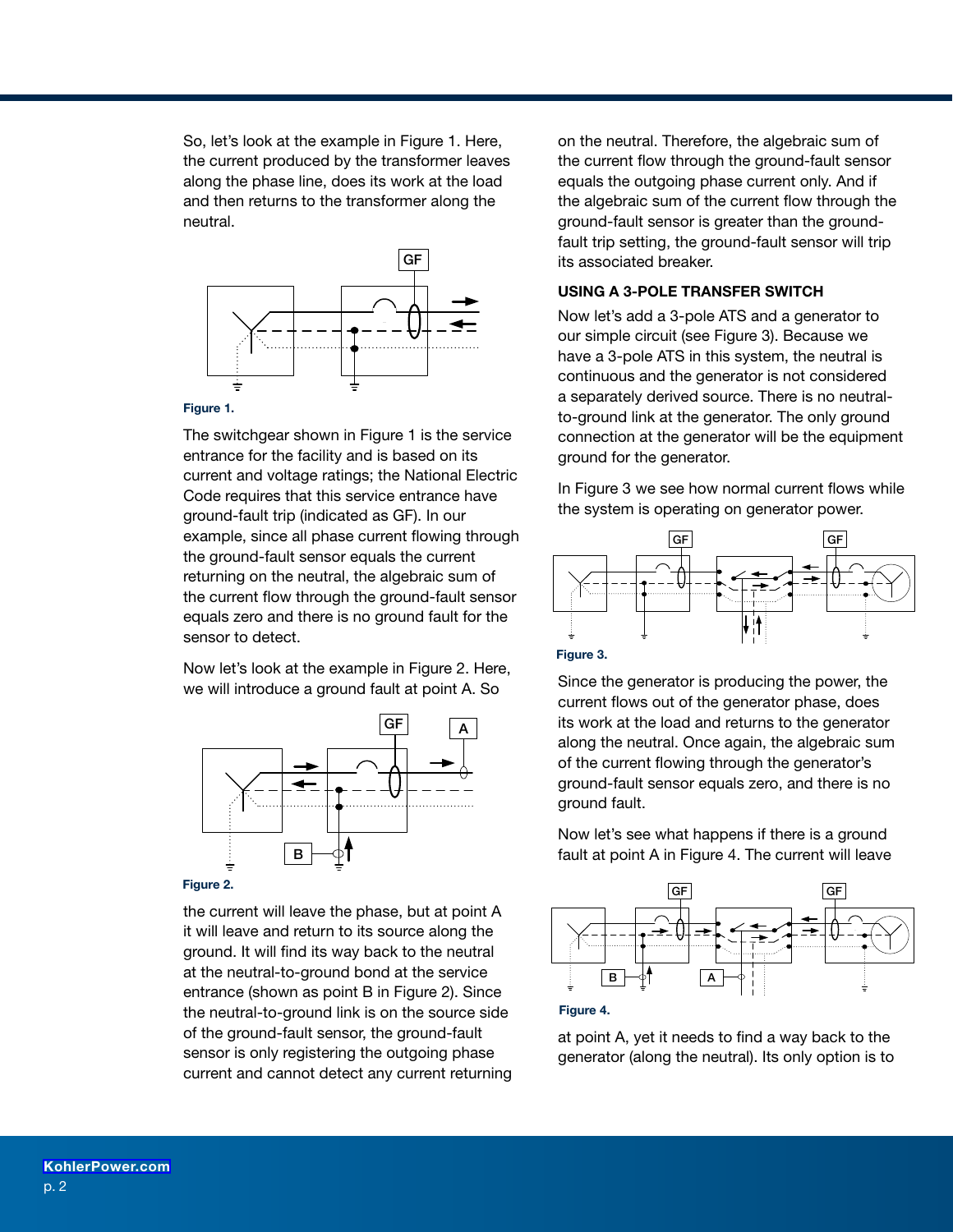So, let's look at the example in Figure 1. Here, the current produced by the transformer leaves along the phase line, does its work at the load and then returns to the transformer along the neutral.

Figure 1.

The switchgear shown in Figure 1 is the service entrance for the facility and is based on its current and voltage ratings; the National Electric Code requires that this service entrance have ground-fault trip (indicated as GF). In our example, since all phase current flowing through the ground-fault sensor equals the current returning on the neutral, the algebraic sum of the current flow through the ground-fault sensor equals zero and there is no ground fault for the sensor to detect.

Now let's look at the example in Figure 2. Here, we will introduce a ground fault at point A. So

Figure 2.

the current will leave the phase, but at point A it will leave and return to its source along the ground. It will find its way back to the neutral at the neutral-to-ground bond at the service entrance (shown as point B in Figure 2). Since the neutral-to-ground link is on the source side of the ground-fault sensor, the ground-fault sensor is only registering the outgoing phase current and cannot detect any current returning on the neutral. Therefore, the algebraic sum of the current flow through the ground-fault sensor equals the outgoing phase current only. And if the algebraic sum of the current flow through the ground-fault sensor is greater than the ground-fault trip setting, the ground-fault sensor will trip its associated breaker.

### USING A 3-POLE TRANSFER SWITCH

Now let's add a 3-pole ATS and a generator to our simple circuit (see Figure 3). Because we have a 3-pole ATS in this system, the neutral is continuous and the generator is not considered a separately derived source. There is no neutral-to-ground link at the generator. The only ground connection at the generator will be the equipment ground for the generator.

In Figure 3 we see how normal current flows while the system is operating on generator power.

Figure 3.

Since the generator is producing the power, the current flows out of the generator phase, does its work at the load and returns to the generator along the neutral. Once again, the algebraic sum of the current flowing through the generator's ground-fault sensor equals zero, and there is no ground fault.

Now let's see what happens if there is a ground fault at point A in Figure 4. The current will leave

Figure 4.

at point A, yet it needs to find a way back to the generator (along the neutral). Its only option is to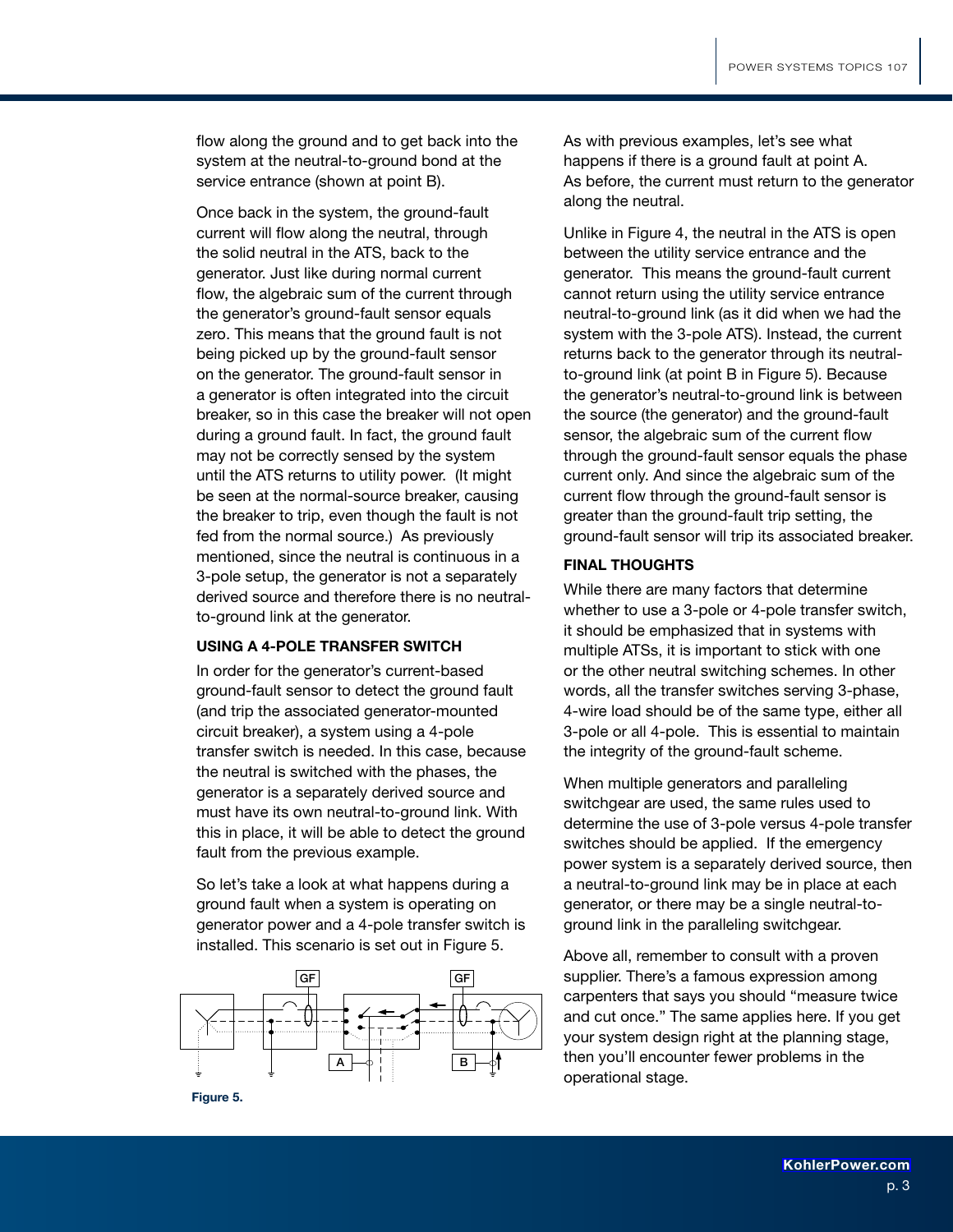flow along the ground and to get back into the system at the neutral-to-ground bond at the service entrance (shown at point B).

Once back in the system, the ground-fault current will flow along the neutral, through the solid neutral in the ATS, back to the generator. Just like during normal current flow, the algebraic sum of the current through the generator's ground-fault sensor equals zero. This means that the ground fault is not being picked up by the ground-fault sensor on the generator. The ground-fault sensor in a generator is often integrated into the circuit breaker, so in this case the breaker will not open during a ground fault. In fact, the ground fault may not be correctly sensed by the system until the ATS returns to utility power. (It might be seen at the normal-source breaker, causing the breaker to trip, even though the fault is not fed from the normal source.) As previously mentioned, since the neutral is continuous in a 3-pole setup, the generator is not a separately derived source and therefore there is no neutral-to-ground link at the generator.

## USING A 4-POLE TRANSFER SWITCH

In order for the generator's current-based ground-fault sensor to detect the ground fault (and trip the associated generator-mounted circuit breaker), a system using a 4-pole transfer switch is needed. In this case, because the neutral is switched with the phases, the generator is a separately derived source and must have its own neutral-to-ground link. With this in place, it will be able to detect the ground fault from the previous example.

So let's take a look at what happens during a ground fault when a system is operating on generator power and a 4-pole transfer switch is installed. This scenario is set out in Figure 5.

**Figure 5.**

As with previous examples, let's see what happens if there is a ground fault at point A. As before, the current must return to the generator along the neutral.

Unlike in Figure 4, the neutral in the ATS is open between the utility service entrance and the generator. This means the ground-fault current cannot return using the utility service entrance neutral-to-ground link (as it did when we had the system with the 3-pole ATS). Instead, the current returns back to the generator through its neutral-to-ground link (at point B in Figure 5). Because the generator's neutral-to-ground link is between the source (the generator) and the ground-fault sensor, the algebraic sum of the current flow through the ground-fault sensor equals the phase current only. And since the algebraic sum of the current flow through the ground-fault sensor is greater than the ground-fault trip setting, the ground-fault sensor will trip its associated breaker.

## FINAL THOUGHTS

While there are many factors that determine whether to use a 3-pole or 4-pole transfer switch, it should be emphasized that in systems with multiple ATSs, it is important to stick with one or the other neutral switching schemes. In other words, all the transfer switches serving 3-phase, 4-wire load should be of the same type, either all 3-pole or all 4-pole. This is essential to maintain the integrity of the ground-fault scheme.

When multiple generators and paralleling switchgear are used, the same rules used to determine the use of 3-pole versus 4-pole transfer switches should be applied. If the emergency power system is a separately derived source, then a neutral-to-ground link may be in place at each generator, or there may be a single neutral-to-ground link in the paralleling switchgear.

Above all, remember to consult with a proven supplier. There's a famous expression among carpenters that says you should "measure twice and cut once." The same applies here. If you get your system design right at the planning stage, then you'll encounter fewer problems in the operational stage.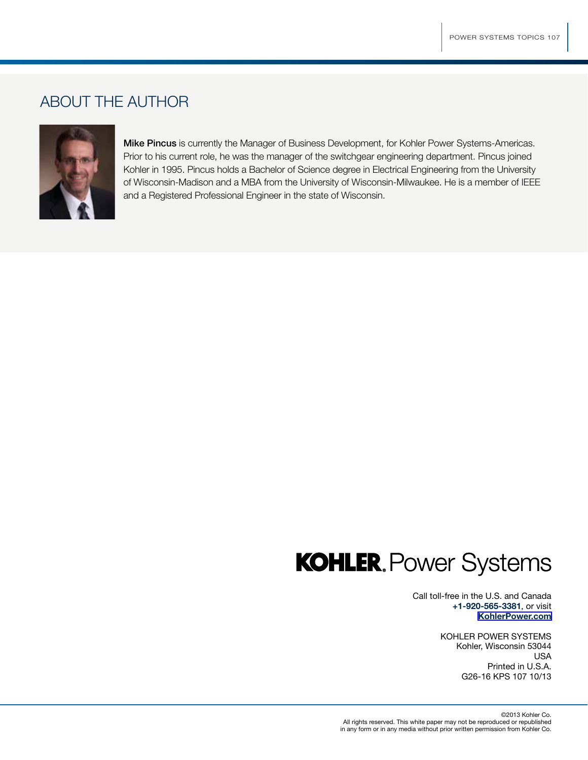## ABOUT THE AUTHOR

**Mike Pincus** is currently the Manager of Business Development, for Kohler Power Systems-Americas. Prior to his current role, he was the manager of the switchgear engineering department. Pincus joined Kohler in 1995. Pincus holds a Bachelor of Science degree in Electrical Engineering from the University of Wisconsin-Madison and a MBA from the University of Wisconsin-Milwaukee. He is a member of IEEE and a Registered Professional Engineer in the state of Wisconsin.

**KOHLER.** Power Systems

Call toll-free in the U.S. and Canada
**+1-920-565-3381**, or visit
KohlerPower.com

KOHLER POWER SYSTEMS
Kohler, Wisconsin 53044
USA
Printed in U.S.A.
G26-16 KPS 107 10/13

©2013 Kohler Co.
All rights reserved. This white paper may not be reproduced or republished in any form or in any media without prior written permission from Kohler Co.